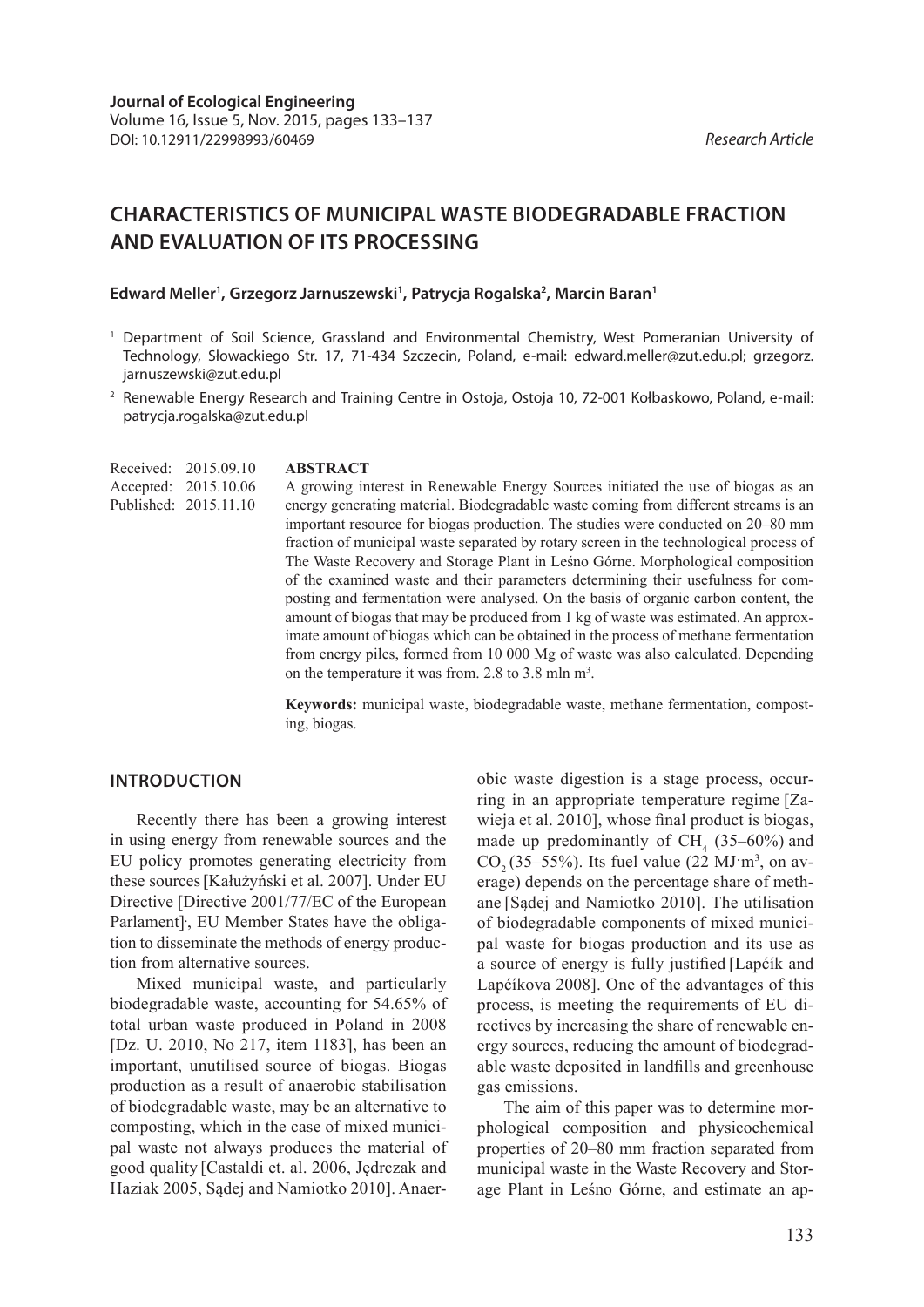**Journal of Ecological Engineering**
Volume 16, Issue 5, Nov. 2015, pages 133–137
DOI: 10.12911/22998993/60469

*Research Article*

# CHARACTERISTICS OF MUNICIPAL WASTE BIODEGRADABLE FRACTION AND EVALUATION OF ITS PROCESSING

**Edward Meller[1], Grzegorz Jarnuszewski[1], Patrycja Rogalska[2], Marcin Baran[1]**

[1] Department of Soil Science, Grassland and Environmental Chemistry, West Pomeranian University of Technology, Słowackiego Str. 17, 71-434 Szczecin, Poland, e-mail: edward.meller@zut.edu.pl; grzegorz.jarnuszewski@zut.edu.pl

[2] Renewable Energy Research and Training Centre in Ostoja, Ostoja 10, 72-001 Kołbaskowo, Poland, e-mail: patrycja.rogalska@zut.edu.pl

Received: 2015.09.10
Accepted: 2015.10.06
Published: 2015.11.10

## ABSTRACT

A growing interest in Renewable Energy Sources initiated the use of biogas as an energy generating material. Biodegradable waste coming from different streams is an important resource for biogas production. The studies were conducted on 20–80 mm fraction of municipal waste separated by rotary screen in the technological process of The Waste Recovery and Storage Plant in Leśno Górne. Morphological composition of the examined waste and their parameters determining their usefulness for composting and fermentation were analysed. On the basis of organic carbon content, the amount of biogas that may be produced from 1 kg of waste was estimated. An approximate amount of biogas which can be obtained in the process of methane fermentation from energy piles, formed from 10 000 Mg of waste was also calculated. Depending on the temperature it was from. 2.8 to 3.8 mln $m^3$.

**Keywords:** municipal waste, biodegradable waste, methane fermentation, composting, biogas.

## INTRODUCTION

Recently there has been a growing interest in using energy from renewable sources and the EU policy promotes generating electricity from these sources [Kałużyński et al. 2007]. Under EU Directive [Directive 2001/77/EC of the European Parlament]·, EU Member States have the obligation to disseminate the methods of energy production from alternative sources.

Mixed municipal waste, and particularly biodegradable waste, accounting for 54.65% of total urban waste produced in Poland in 2008 [Dz. U. 2010, No 217, item 1183], has been an important, unutilised source of biogas. Biogas production as a result of anaerobic stabilisation of biodegradable waste, may be an alternative to composting, which in the case of mixed municipal waste not always produces the material of good quality [Castaldi et. al. 2006, Jędrczak and Haziak 2005, Sądej and Namiotko 2010]. Anaerobic waste digestion is a stage process, occurring in an appropriate temperature regime [Zawieja et al. 2010], whose final product is biogas, made up predominantly of $CH_4$ (35–60%) and $CO_2$ (35–55%). Its fuel value (22 $MJ \cdot m^3$, on average) depends on the percentage share of methane [Sądej and Namiotko 2010]. The utilisation of biodegradable components of mixed municipal waste for biogas production and its use as a source of energy is fully justified [Lapćík and Lapćíkova 2008]. One of the advantages of this process, is meeting the requirements of EU directives by increasing the share of renewable energy sources, reducing the amount of biodegradable waste deposited in landfills and greenhouse gas emissions.

The aim of this paper was to determine morphological composition and physicochemical properties of 20–80 mm fraction separated from municipal waste in the Waste Recovery and Storage Plant in Leśno Górne, and estimate an ap-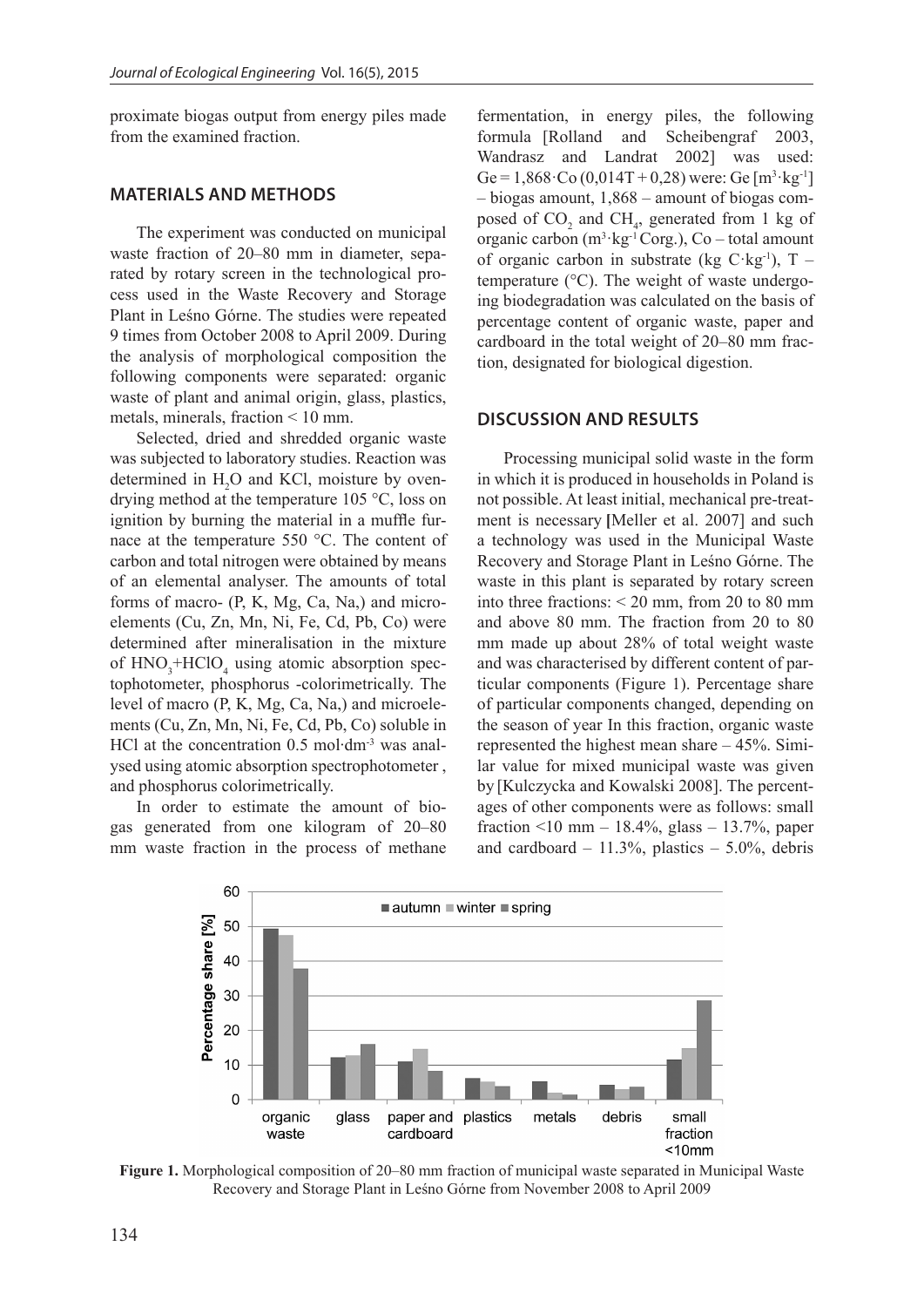proximate biogas output from energy piles made from the examined fraction.

## MATERIALS AND METHODS

The experiment was conducted on municipal waste fraction of 20–80 mm in diameter, separated by rotary screen in the technological process used in the Waste Recovery and Storage Plant in Leśno Górne. The studies were repeated 9 times from October 2008 to April 2009. During the analysis of morphological composition the following components were separated: organic waste of plant and animal origin, glass, plastics, metals, minerals, fraction < 10 mm.

Selected, dried and shredded organic waste was subjected to laboratory studies. Reaction was determined in $H_2O$ and KCl, moisture by oven-drying method at the temperature 105 °C, loss on ignition by burning the material in a muffle furnace at the temperature 550 °C. The content of carbon and total nitrogen were obtained by means of an elemental analyser. The amounts of total forms of macro- (P, K, Mg, Ca, Na,) and micro-elements (Cu, Zn, Mn, Ni, Fe, Cd, Pb, Co) were determined after mineralisation in the mixture of $HNO_3$+$HClO_4$ using atomic absorption spectophotometer, phosphorus -colorimetrically. The level of macro (P, K, Mg, Ca, Na,) and microelements (Cu, Zn, Mn, Ni, Fe, Cd, Pb, Co) soluble in HCl at the concentration 0.5 mol·dm$^{-3}$ was analysed using atomic absorption spectrophotometer , and phosphorus colorimetrically.

In order to estimate the amount of biogas generated from one kilogram of 20–80 mm waste fraction in the process of methane fermentation, in energy piles, the following formula [Rolland and Scheibengraf 2003, Wandrasz and Landrat 2002] was used: $Ge = 1,868 \cdot Co\,(0,014T + 0,28)$ were: Ge [m$^3$·kg$^{-1}$] – biogas amount, 1,868 – amount of biogas composed of $CO_2$ and $CH_4$, generated from 1 kg of organic carbon (m$^3$·kg$^{-1}$ Corg.), Co – total amount of organic carbon in substrate (kg C·kg$^{-1}$), T – temperature (°C). The weight of waste undergoing biodegradation was calculated on the basis of percentage content of organic waste, paper and cardboard in the total weight of 20–80 mm fraction, designated for biological digestion.

## DISCUSSION AND RESULTS

Processing municipal solid waste in the form in which it is produced in households in Poland is not possible. At least initial, mechanical pre-treatment is necessary [Meller et al. 2007] and such a technology was used in the Municipal Waste Recovery and Storage Plant in Leśno Górne. The waste in this plant is separated by rotary screen into three fractions: < 20 mm, from 20 to 80 mm and above 80 mm. The fraction from 20 to 80 mm made up about 28% of total weight waste and was characterised by different content of particular components (Figure 1). Percentage share of particular components changed, depending on the season of year In this fraction, organic waste represented the highest mean share – 45%. Similar value for mixed municipal waste was given by [Kulczycka and Kowalski 2008]. The percentages of other components were as follows: small fraction <10 mm – 18.4%, glass – 13.7%, paper and cardboard – 11.3%, plastics – 5.0%, debris

**Figure 1.** Morphological composition of 20–80 mm fraction of municipal waste separated in Municipal Waste Recovery and Storage Plant in Leśno Górne from November 2008 to April 2009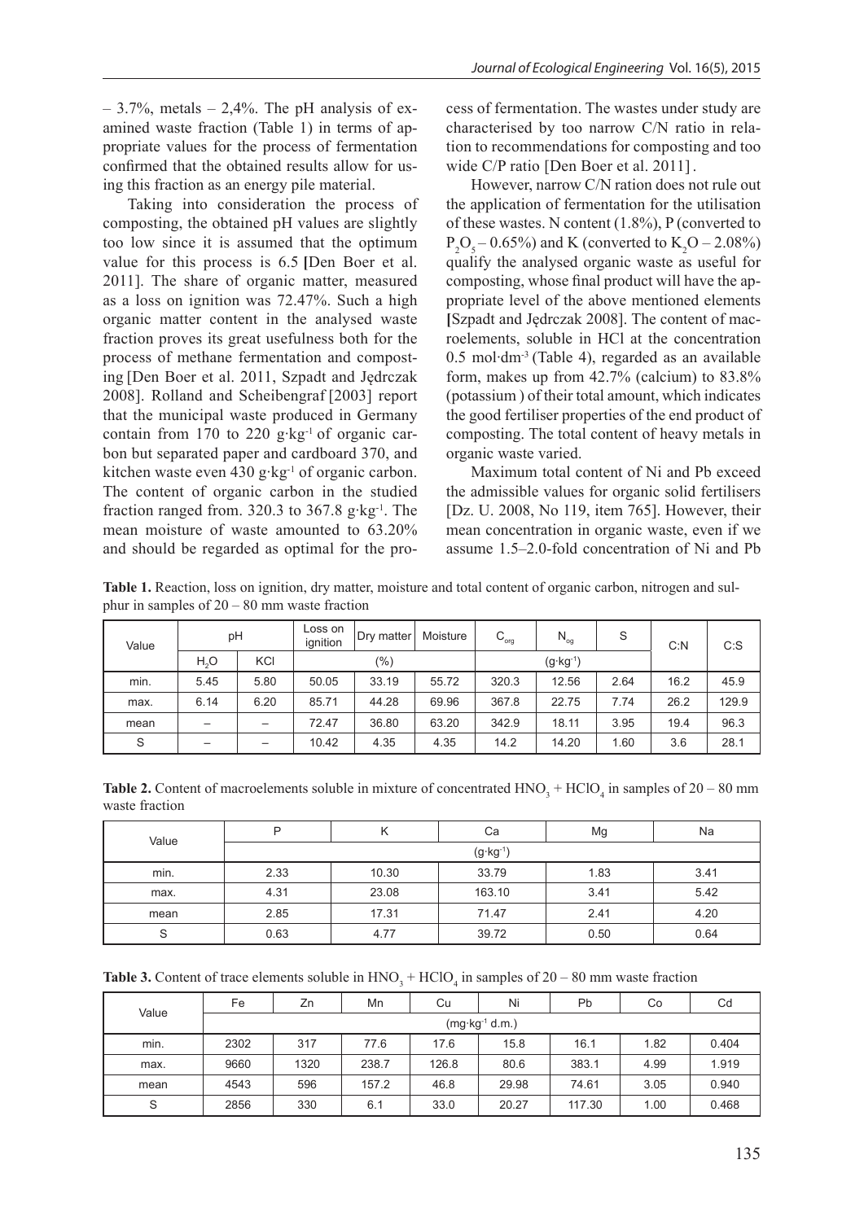– 3.7%, metals – 2,4%. The pH analysis of examined waste fraction (Table 1) in terms of appropriate values for the process of fermentation confirmed that the obtained results allow for using this fraction as an energy pile material.

Taking into consideration the process of composting, the obtained pH values are slightly too low since it is assumed that the optimum value for this process is 6.5 [Den Boer et al. 2011]. The share of organic matter, measured as a loss on ignition was 72.47%. Such a high organic matter content in the analysed waste fraction proves its great usefulness both for the process of methane fermentation and composting [Den Boer et al. 2011, Szpadt and Jędrczak 2008]. Rolland and Scheibengraf [2003] report that the municipal waste produced in Germany contain from 170 to 220 $g \cdot kg^{-1}$ of organic carbon but separated paper and cardboard 370, and kitchen waste even 430 $g \cdot kg^{-1}$ of organic carbon. The content of organic carbon in the studied fraction ranged from. 320.3 to 367.8 $g \cdot kg^{-1}$. The mean moisture of waste amounted to 63.20% and should be regarded as optimal for the process of fermentation. The wastes under study are characterised by too narrow C/N ratio in relation to recommendations for composting and too wide C/P ratio [Den Boer et al. 2011].

However, narrow C/N ration does not rule out the application of fermentation for the utilisation of these wastes. N content (1.8%), P (converted to $P_2O_5$ – 0.65%) and K (converted to $K_2O$ – 2.08%) qualify the analysed organic waste as useful for composting, whose final product will have the appropriate level of the above mentioned elements [Szpadt and Jędrczak 2008]. The content of macroelements, soluble in HCl at the concentration 0.5 $mol \cdot dm^{-3}$ (Table 4), regarded as an available form, makes up from 42.7% (calcium) to 83.8% (potassium ) of their total amount, which indicates the good fertiliser properties of the end product of composting. The total content of heavy metals in organic waste varied.

Maximum total content of Ni and Pb exceed the admissible values for organic solid fertilisers [Dz. U. 2008, No 119, item 765]. However, their mean concentration in organic waste, even if we assume 1.5–2.0-fold concentration of Ni and Pb

**Table 1.** Reaction, loss on ignition, dry matter, moisture and total content of organic carbon, nitrogen and sulphur in samples of 20 – 80 mm waste fraction

| Value | pH | | Loss on ignition | Dry matter | Moisture | $C_{org}$ | $N_{og}$ | S | C:N | C:S |
|---|---|---|---|---|---|---|---|---|---|---|
| | $H_2O$ | KCl | (%) | | | ($g \cdot kg^{-1}$) | | | | |
| min. | 5.45 | 5.80 | 50.05 | 33.19 | 55.72 | 320.3 | 12.56 | 2.64 | 16.2 | 45.9 |
| max. | 6.14 | 6.20 | 85.71 | 44.28 | 69.96 | 367.8 | 22.75 | 7.74 | 26.2 | 129.9 |
| mean | – | – | 72.47 | 36.80 | 63.20 | 342.9 | 18.11 | 3.95 | 19.4 | 96.3 |
| S | – | – | 10.42 | 4.35 | 4.35 | 14.2 | 14.20 | 1.60 | 3.6 | 28.1 |

**Table 2.** Content of macroelements soluble in mixture of concentrated $HNO_3$ + $HClO_4$ in samples of 20 – 80 mm waste fraction

| Value | P | K | Ca | Mg | Na |
|---|---|---|---|---|---|
| | ($g \cdot kg^{-1}$) | | | | |
| min. | 2.33 | 10.30 | 33.79 | 1.83 | 3.41 |
| max. | 4.31 | 23.08 | 163.10 | 3.41 | 5.42 |
| mean | 2.85 | 17.31 | 71.47 | 2.41 | 4.20 |
| S | 0.63 | 4.77 | 39.72 | 0.50 | 0.64 |

**Table 3.** Content of trace elements soluble in $HNO_3$ + $HClO_4$ in samples of 20 – 80 mm waste fraction

| Value | Fe | Zn | Mn | Cu | Ni | Pb | Co | Cd |
|---|---|---|---|---|---|---|---|---|
| | ($mg \cdot kg^{-1}$ d.m.) | | | | | | | |
| min. | 2302 | 317 | 77.6 | 17.6 | 15.8 | 16.1 | 1.82 | 0.404 |
| max. | 9660 | 1320 | 238.7 | 126.8 | 80.6 | 383.1 | 4.99 | 1.919 |
| mean | 4543 | 596 | 157.2 | 46.8 | 29.98 | 74.61 | 3.05 | 0.940 |
| S | 2856 | 330 | 6.1 | 33.0 | 20.27 | 117.30 | 1.00 | 0.468 |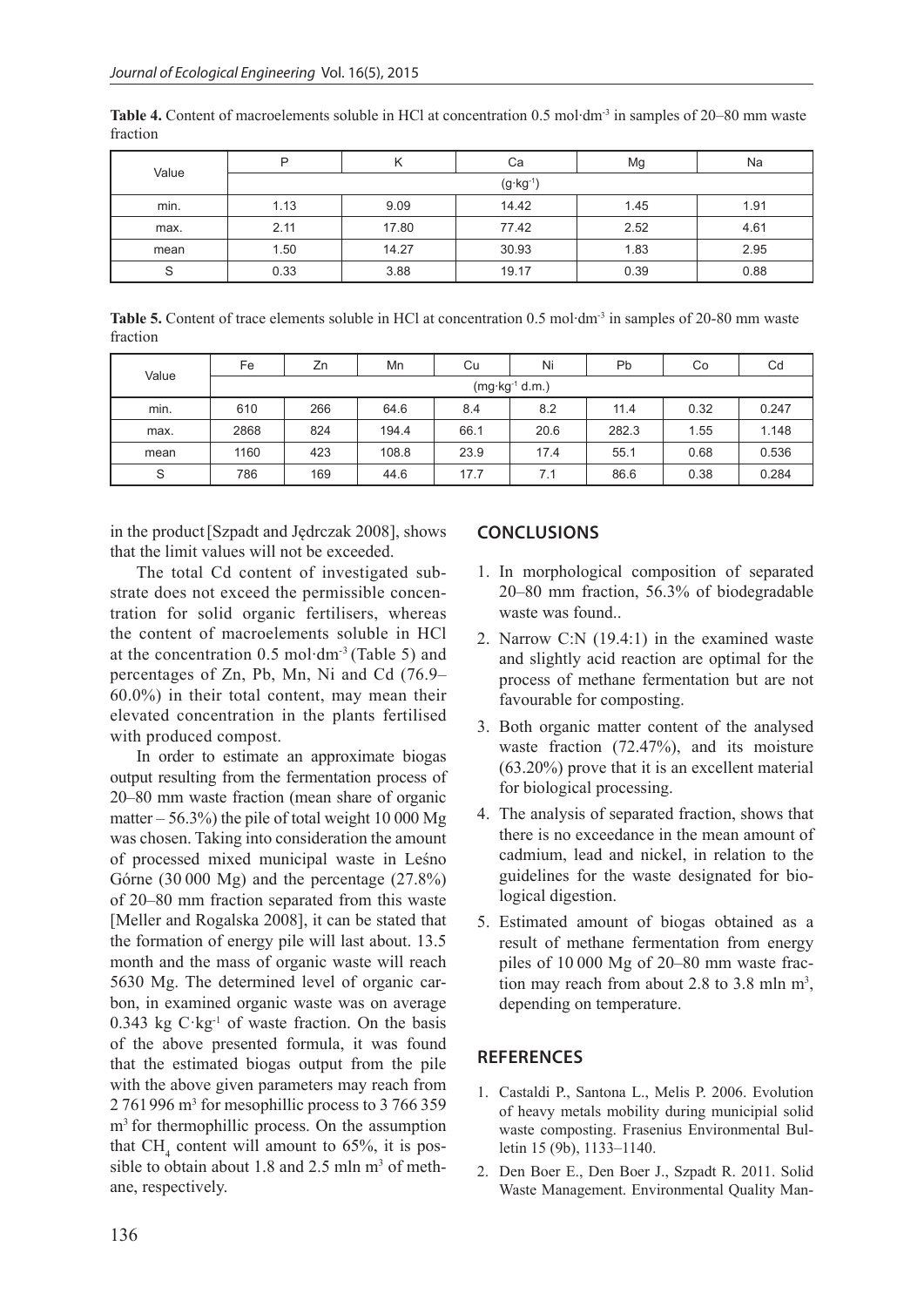**Table 4.** Content of macroelements soluble in HCl at concentration 0.5 mol·dm$^{-3}$ in samples of 20–80 mm waste fraction

| Value | P | K | Ca | Mg | Na |
|---|---|---|---|---|---|
| | (g·kg$^{-1}$) | | | | |
| min. | 1.13 | 9.09 | 14.42 | 1.45 | 1.91 |
| max. | 2.11 | 17.80 | 77.42 | 2.52 | 4.61 |
| mean | 1.50 | 14.27 | 30.93 | 1.83 | 2.95 |
| S | 0.33 | 3.88 | 19.17 | 0.39 | 0.88 |

**Table 5.** Content of trace elements soluble in HCl at concentration 0.5 mol·dm$^{-3}$ in samples of 20-80 mm waste fraction

| Value | Fe | Zn | Mn | Cu | Ni | Pb | Co | Cd |
|---|---|---|---|---|---|---|---|---|
| | (mg·kg$^{-1}$ d.m.) | | | | | | | |
| min. | 610 | 266 | 64.6 | 8.4 | 8.2 | 11.4 | 0.32 | 0.247 |
| max. | 2868 | 824 | 194.4 | 66.1 | 20.6 | 282.3 | 1.55 | 1.148 |
| mean | 1160 | 423 | 108.8 | 23.9 | 17.4 | 55.1 | 0.68 | 0.536 |
| S | 786 | 169 | 44.6 | 17.7 | 7.1 | 86.6 | 0.38 | 0.284 |

in the product [Szpadt and Jędrczak 2008], shows that the limit values will not be exceeded.

The total Cd content of investigated substrate does not exceed the permissible concentration for solid organic fertilisers, whereas the content of macroelements soluble in HCl at the concentration 0.5 mol·dm$^{-3}$ (Table 5) and percentages of Zn, Pb, Mn, Ni and Cd (76.9–60.0%) in their total content, may mean their elevated concentration in the plants fertilised with produced compost.

In order to estimate an approximate biogas output resulting from the fermentation process of 20–80 mm waste fraction (mean share of organic matter – 56.3%) the pile of total weight 10 000 Mg was chosen. Taking into consideration the amount of processed mixed municipal waste in Leśno Górne (30 000 Mg) and the percentage (27.8%) of 20–80 mm fraction separated from this waste [Meller and Rogalska 2008], it can be stated that the formation of energy pile will last about. 13.5 month and the mass of organic waste will reach 5630 Mg. The determined level of organic carbon, in examined organic waste was on average 0.343 kg C·kg$^{-1}$ of waste fraction. On the basis of the above presented formula, it was found that the estimated biogas output from the pile with the above given parameters may reach from 2 761 996 m$^3$ for mesophillic process to 3 766 359 m$^3$ for thermophillic process. On the assumption that $CH_4$ content will amount to 65%, it is possible to obtain about 1.8 and 2.5 mln m$^3$ of methane, respectively.

## CONCLUSIONS

1. In morphological composition of separated 20–80 mm fraction, 56.3% of biodegradable waste was found..
2. Narrow C:N (19.4:1) in the examined waste and slightly acid reaction are optimal for the process of methane fermentation but are not favourable for composting.
3. Both organic matter content of the analysed waste fraction (72.47%), and its moisture (63.20%) prove that it is an excellent material for biological processing.
4. The analysis of separated fraction, shows that there is no exceedance in the mean amount of cadmium, lead and nickel, in relation to the guidelines for the waste designated for biological digestion.
5. Estimated amount of biogas obtained as a result of methane fermentation from energy piles of 10 000 Mg of 20–80 mm waste fraction may reach from about 2.8 to 3.8 mln m$^3$, depending on temperature.

## REFERENCES

1. Castaldi P., Santona L., Melis P. 2006. Evolution of heavy metals mobility during municipial solid waste composting. Frasenius Environmental Bulletin 15 (9b), 1133–1140.
2. Den Boer E., Den Boer J., Szpadt R. 2011. Solid Waste Management. Environmental Quality Man-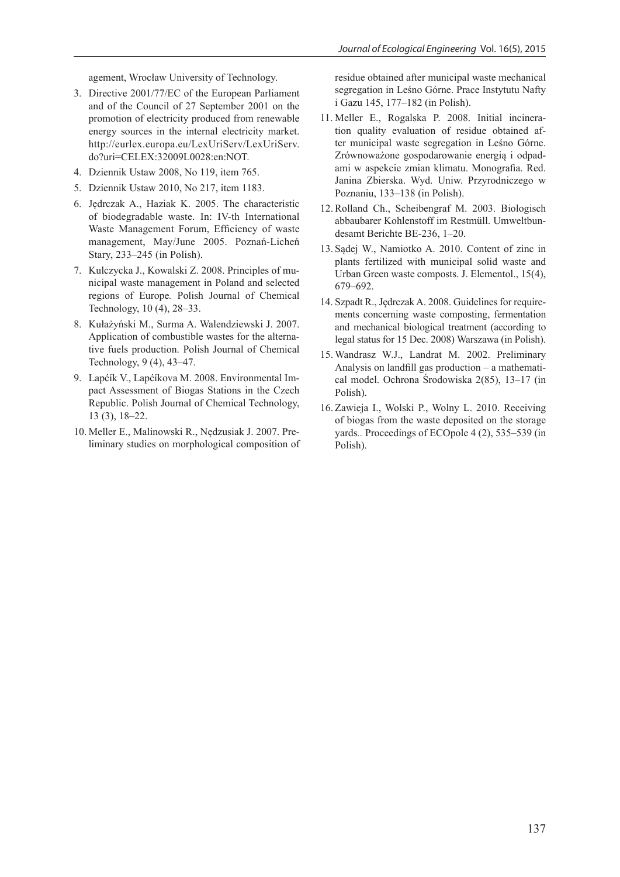agement, Wrocław University of Technology.

3. Directive 2001/77/EC of the European Parliament and of the Council of 27 September 2001 on the promotion of electricity produced from renewable energy sources in the internal electricity market. http://eurlex.europa.eu/LexUriServ/LexUriServ.do?uri=CELEX:32009L0028:en:NOT.
4. Dziennik Ustaw 2008, No 119, item 765.
5. Dziennik Ustaw 2010, No 217, item 1183.
6. Jędrczak A., Haziak K. 2005. The characteristic of biodegradable waste. In: IV-th International Waste Management Forum, Efficiency of waste management, May/June 2005. Poznań-Licheń Stary, 233–245 (in Polish).
7. Kulczycka J., Kowalski Z. 2008. Principles of municipal waste management in Poland and selected regions of Europe*.* Polish Journal of Chemical Technology, 10 (4), 28–33.
8. Kułażyński M., Surma A. Walendziewski J. 2007. Application of combustible wastes for the alternative fuels production. Polish Journal of Chemical Technology, 9 (4), 43–47.
9. Lapćík V., Lapćíkova M. 2008. Environmental Impact Assessment of Biogas Stations in the Czech Republic. Polish Journal of Chemical Technology, 13 (3), 18–22.
10. Meller E., Malinowski R., Nędzusiak J. 2007. Preliminary studies on morphological composition of residue obtained after municipal waste mechanical segregation in Leśno Górne. Prace Instytutu Nafty i Gazu 145, 177–182 (in Polish).
11. Meller E., Rogalska P. 2008. Initial incineration quality evaluation of residue obtained after municipal waste segregation in Leśno Górne. Zrównoważone gospodarowanie energią i odpadami w aspekcie zmian klimatu. Monografia. Red. Janina Zbierska. Wyd. Uniw. Przyrodniczego w Poznaniu, 133–138 (in Polish).
12. Rolland Ch., Scheibengraf M. 2003. Biologisch abbaubarer Kohlenstoff im Restmüll. Umweltbundesamt Berichte BE-236, 1–20.
13. Sądej W., Namiotko A. 2010. Content of zinc in plants fertilized with municipal solid waste and Urban Green waste composts. J. Elementol., 15(4), 679–692.
14. Szpadt R., Jędrczak A. 2008. Guidelines for requirements concerning waste composting, fermentation and mechanical biological treatment (according to legal status for 15 Dec. 2008) Warszawa (in Polish).
15. Wandrasz W.J., Landrat M. 2002. Preliminary Analysis on landfill gas production – a mathematical model. Ochrona Środowiska 2(85), 13–17 (in Polish).
16. Zawieja I., Wolski P., Wolny L. 2010. Receiving of biogas from the waste deposited on the storage yards.. Proceedings of ECOpole 4 (2), 535–539 (in Polish).